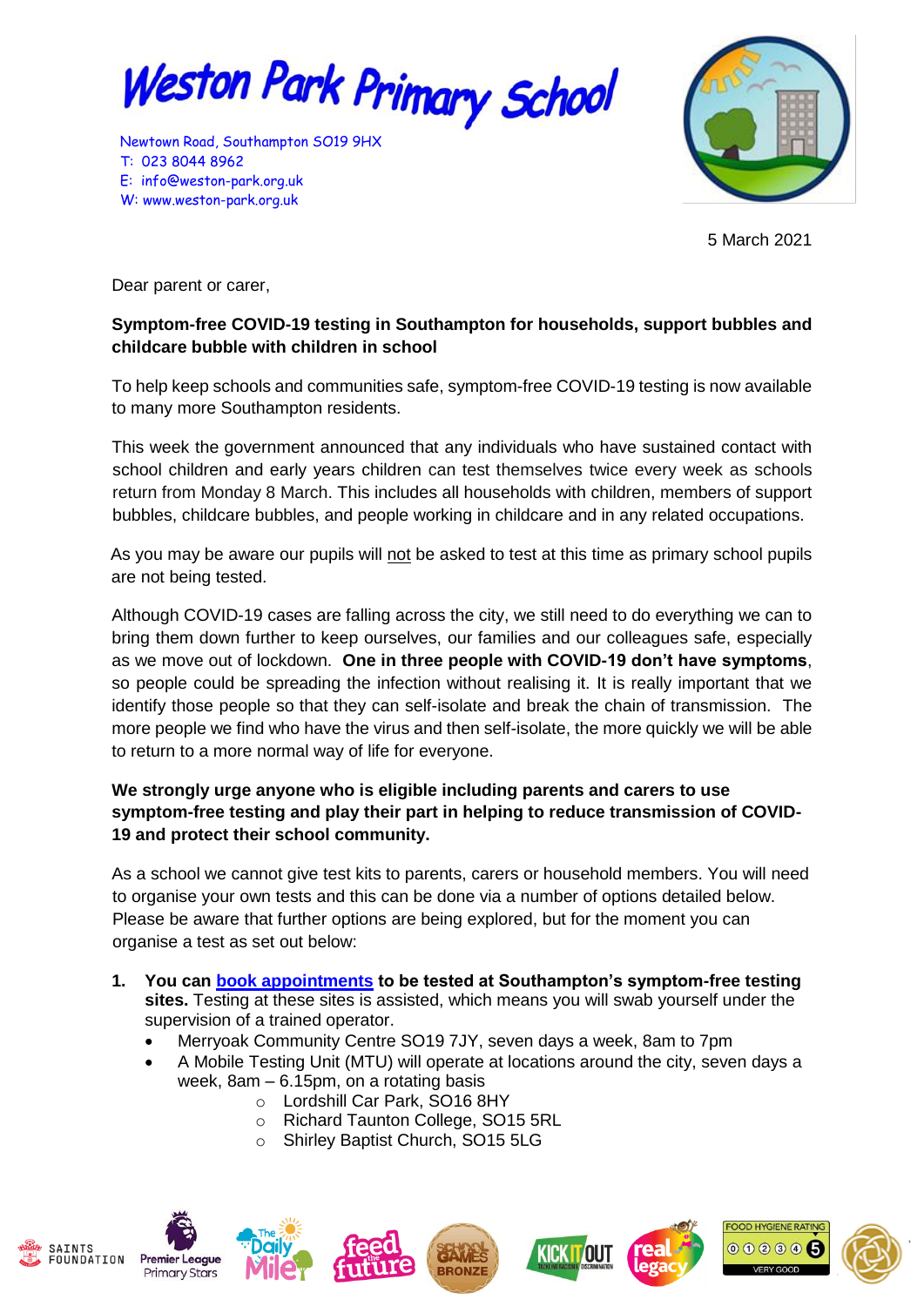# Weston Park Primary School

Newtown Road, Southampton SO19 9HX
T: 023 8044 8962
E: info@weston-park.org.uk
W: www.weston-park.org.uk

5 March 2021

Dear parent or carer,

**Symptom-free COVID-19 testing in Southampton for households, support bubbles and childcare bubble with children in school**

To help keep schools and communities safe, symptom-free COVID-19 testing is now available to many more Southampton residents.

This week the government announced that any individuals who have sustained contact with school children and early years children can test themselves twice every week as schools return from Monday 8 March. This includes all households with children, members of support bubbles, childcare bubbles, and people working in childcare and in any related occupations.

As you may be aware our pupils will not be asked to test at this time as primary school pupils are not being tested.

Although COVID-19 cases are falling across the city, we still need to do everything we can to bring them down further to keep ourselves, our families and our colleagues safe, especially as we move out of lockdown. **One in three people with COVID-19 don't have symptoms**, so people could be spreading the infection without realising it. It is really important that we identify those people so that they can self-isolate and break the chain of transmission. The more people we find who have the virus and then self-isolate, the more quickly we will be able to return to a more normal way of life for everyone.

**We strongly urge anyone who is eligible including parents and carers to use symptom-free testing and play their part in helping to reduce transmission of COVID-19 and protect their school community.**

As a school we cannot give test kits to parents, carers or household members. You will need to organise your own tests and this can be done via a number of options detailed below. Please be aware that further options are being explored, but for the moment you can organise a test as set out below:

1. **You can book appointments to be tested at Southampton's symptom-free testing sites.** Testing at these sites is assisted, which means you will swab yourself under the supervision of a trained operator.
   - Merryoak Community Centre SO19 7JY, seven days a week, 8am to 7pm
   - A Mobile Testing Unit (MTU) will operate at locations around the city, seven days a week, 8am – 6.15pm, on a rotating basis
     - Lordshill Car Park, SO16 8HY
     - Richard Taunton College, SO15 5RL
     - Shirley Baptist Church, SO15 5LG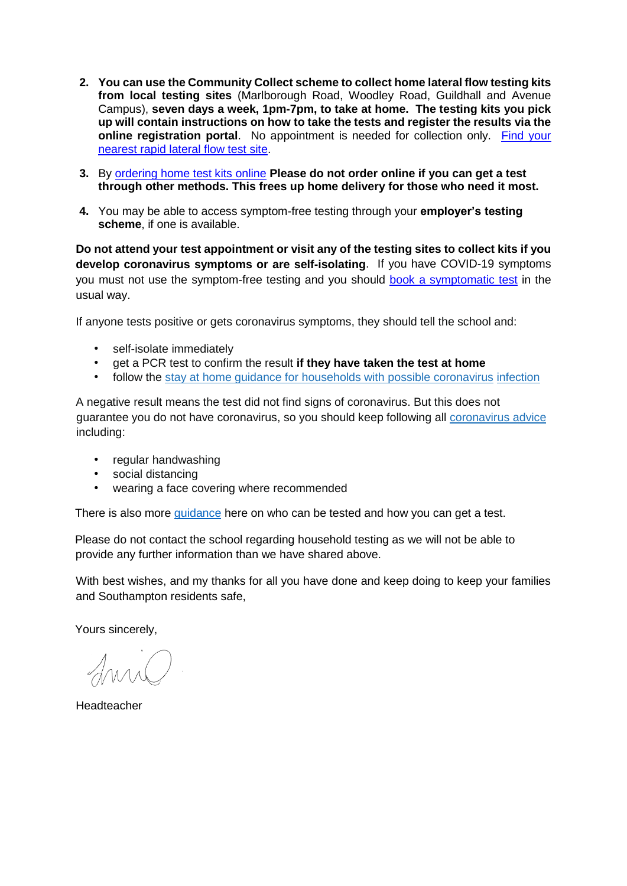2. **You can use the Community Collect scheme to collect home lateral flow testing kits from local testing sites** (Marlborough Road, Woodley Road, Guildhall and Avenue Campus), **seven days a week, 1pm-7pm, to take at home. The testing kits you pick up will contain instructions on how to take the tests and register the results via the online registration portal**. No appointment is needed for collection only. Find your nearest rapid lateral flow test site.

3. By ordering home test kits online **Please do not order online if you can get a test through other methods. This frees up home delivery for those who need it most.**

4. You may be able to access symptom-free testing through your **employer's testing scheme**, if one is available.

**Do not attend your test appointment or visit any of the testing sites to collect kits if you develop coronavirus symptoms or are self-isolating**. If you have COVID-19 symptoms you must not use the symptom-free testing and you should book a symptomatic test in the usual way.

If anyone tests positive or gets coronavirus symptoms, they should tell the school and:

- self-isolate immediately
- get a PCR test to confirm the result **if they have taken the test at home**
- follow the stay at home guidance for households with possible coronavirus infection

A negative result means the test did not find signs of coronavirus. But this does not guarantee you do not have coronavirus, so you should keep following all coronavirus advice including:

- regular handwashing
- social distancing
- wearing a face covering where recommended

There is also more guidance here on who can be tested and how you can get a test.

Please do not contact the school regarding household testing as we will not be able to provide any further information than we have shared above.

With best wishes, and my thanks for all you have done and keep doing to keep your families and Southampton residents safe,

Yours sincerely,

Headteacher